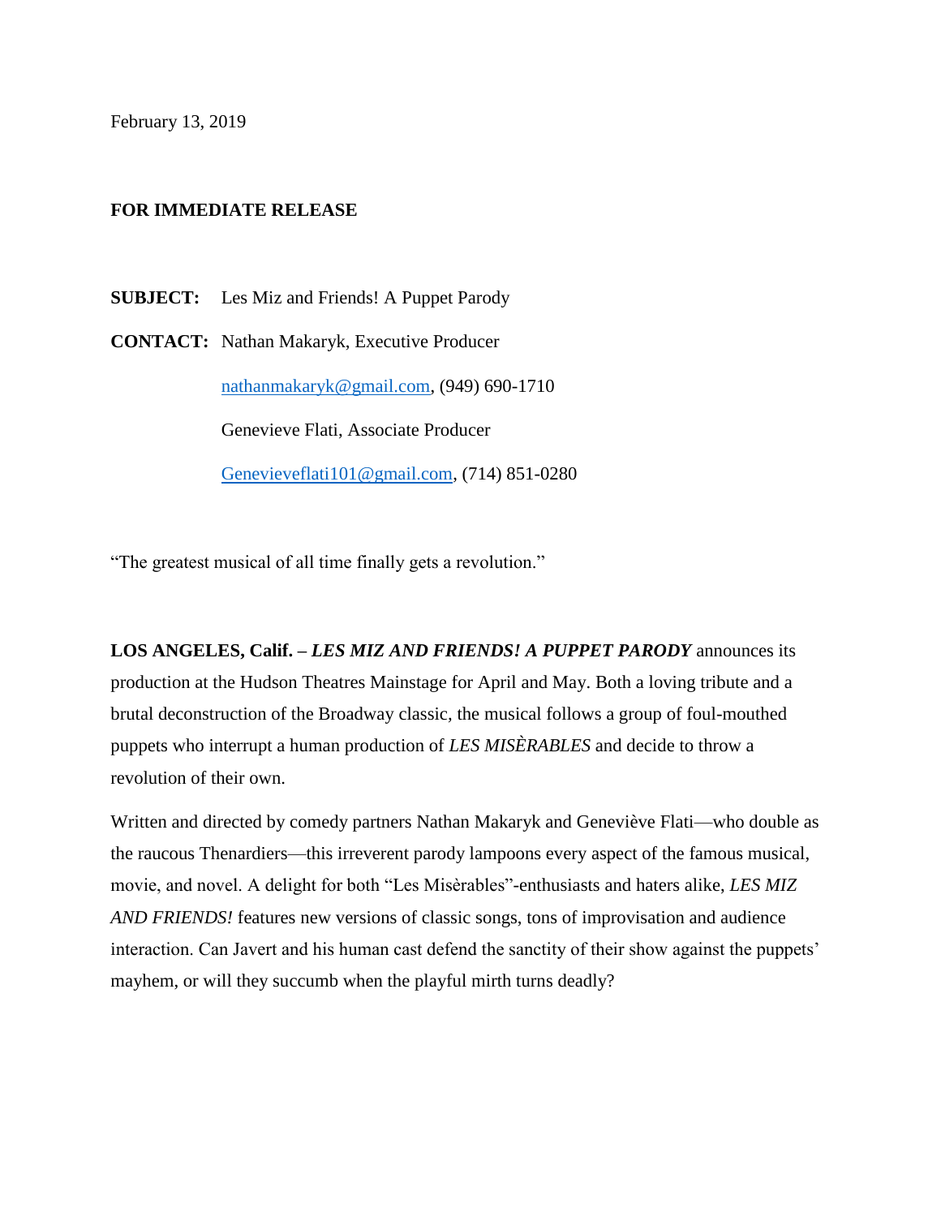February 13, 2019

**FOR IMMEDIATE RELEASE**

**SUBJECT:** Les Miz and Friends! A Puppet Parody

**CONTACT:** Nathan Makaryk, Executive Producer

nathanmakaryk@gmail.com, (949) 690-1710

Genevieve Flati, Associate Producer

Genevieveflati101@gmail.com, (714) 851-0280

"The greatest musical of all time finally gets a revolution."

**LOS ANGELES, Calif. – *LES MIZ AND FRIENDS! A PUPPET PARODY*** announces its production at the Hudson Theatres Mainstage for April and May. Both a loving tribute and a brutal deconstruction of the Broadway classic, the musical follows a group of foul-mouthed puppets who interrupt a human production of *LES MISÈRABLES* and decide to throw a revolution of their own.

Written and directed by comedy partners Nathan Makaryk and Geneviève Flati—who double as the raucous Thenardiers—this irreverent parody lampoons every aspect of the famous musical, movie, and novel. A delight for both "Les Misèrables"-enthusiasts and haters alike, *LES MIZ AND FRIENDS!* features new versions of classic songs, tons of improvisation and audience interaction. Can Javert and his human cast defend the sanctity of their show against the puppets' mayhem, or will they succumb when the playful mirth turns deadly?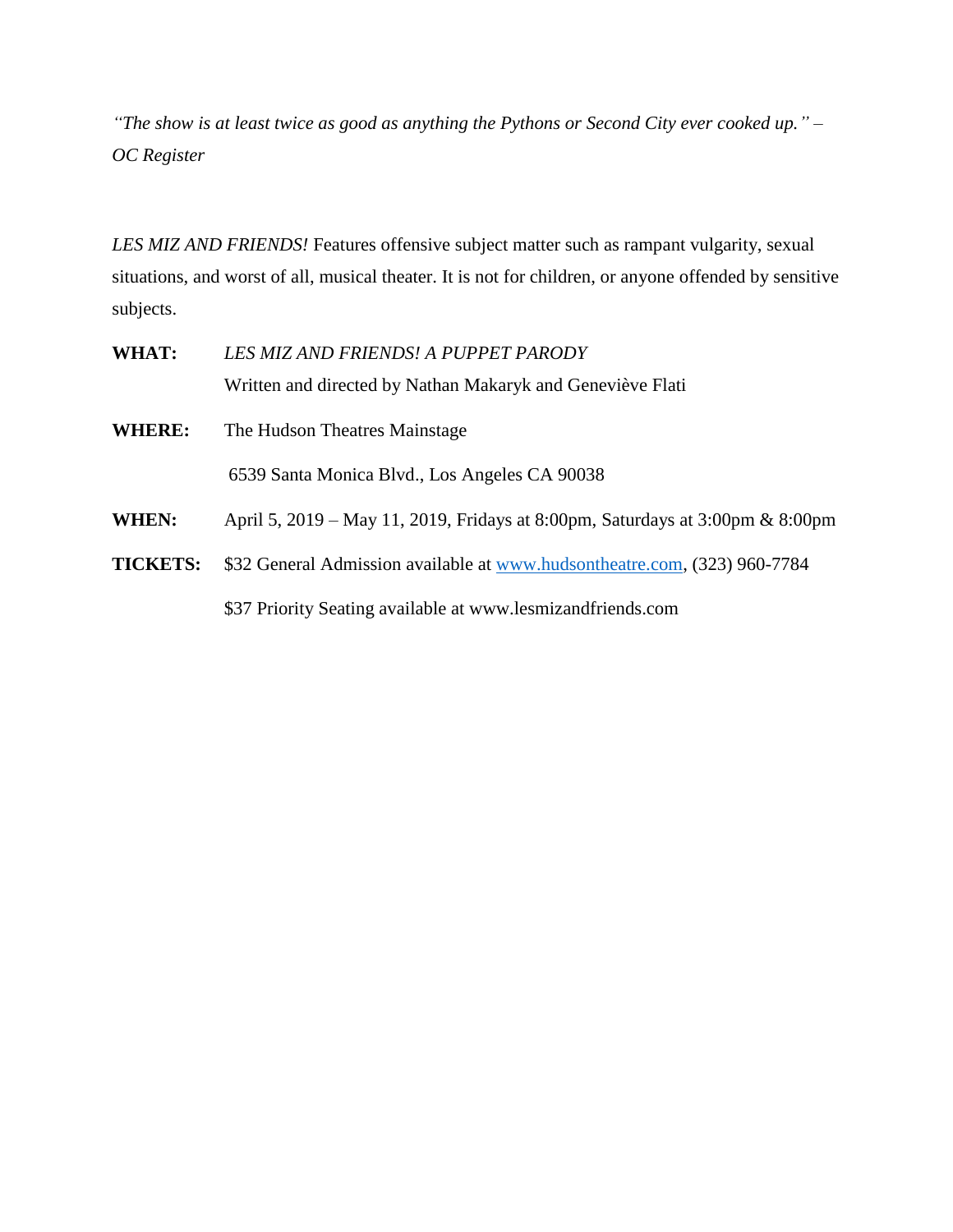*"The show is at least twice as good as anything the Pythons or Second City ever cooked up." – OC Register*

*LES MIZ AND FRIENDS!* Features offensive subject matter such as rampant vulgarity, sexual situations, and worst of all, musical theater. It is not for children, or anyone offended by sensitive subjects.

**WHAT:** *LES MIZ AND FRIENDS! A PUPPET PARODY*
Written and directed by Nathan Makaryk and Geneviève Flati

**WHERE:** The Hudson Theatres Mainstage
6539 Santa Monica Blvd., Los Angeles CA 90038

**WHEN:** April 5, 2019 – May 11, 2019, Fridays at 8:00pm, Saturdays at 3:00pm & 8:00pm

**TICKETS:** $32 General Admission available at www.hudsontheatre.com, (323) 960-7784
$37 Priority Seating available at www.lesmizandfriends.com